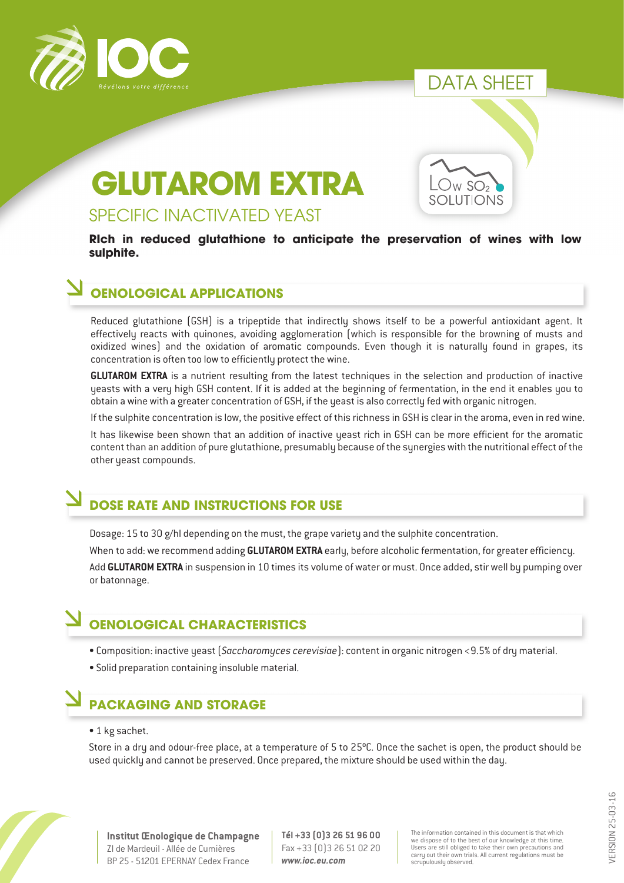IOC

*Révélons votre différence*

DATA SHEET

# GLUTAROM EXTRA

## SPECIFIC INACTIVATED YEAST

LOW $SO_2$ SOLUTIONS

**RIch in reduced glutathione to anticipate the preservation of wines with low sulphite.**

## OENOLOGICAL APPLICATIONS

Reduced glutathione (GSH) is a tripeptide that indirectly shows itself to be a powerful antioxidant agent. It effectively reacts with quinones, avoiding agglomeration (which is responsible for the browning of musts and oxidized wines) and the oxidation of aromatic compounds. Even though it is naturally found in grapes, its concentration is often too low to efficiently protect the wine.

**GLUTAROM EXTRA** is a nutrient resulting from the latest techniques in the selection and production of inactive yeasts with a very high GSH content. If it is added at the beginning of fermentation, in the end it enables you to obtain a wine with a greater concentration of GSH, if the yeast is also correctly fed with organic nitrogen.

If the sulphite concentration is low, the positive effect of this richness in GSH is clear in the aroma, even in red wine.

It has likewise been shown that an addition of inactive yeast rich in GSH can be more efficient for the aromatic content than an addition of pure glutathione, presumably because of the synergies with the nutritional effect of the other yeast compounds.

## DOSE RATE AND INSTRUCTIONS FOR USE

Dosage: 15 to 30 g/hl depending on the must, the grape variety and the sulphite concentration.

When to add: we recommend adding **GLUTAROM EXTRA** early, before alcoholic fermentation, for greater efficiency.

Add **GLUTAROM EXTRA** in suspension in 10 times its volume of water or must. Once added, stir well by pumping over or batonnage.

## OENOLOGICAL CHARACTERISTICS

- Composition: inactive yeast (*Saccharomyces cerevisiae*): content in organic nitrogen <9.5% of dry material.
- Solid preparation containing insoluble material.

## PACKAGING AND STORAGE

- 1 kg sachet.

Store in a dry and odour-free place, at a temperature of 5 to 25°C. Once the sachet is open, the product should be used quickly and cannot be preserved. Once prepared, the mixture should be used within the day.

**Institut Œnologique de Champagne**
ZI de Mardeuil - Allée de Cumières
BP 25 - 51201 EPERNAY Cedex France

**Tél +33 (0)3 26 51 96 00**
Fax +33 (0)3 26 51 02 20
***www.ioc.eu.com***

The information contained in this document is that which we dispose of to the best of our knowledge at this time. Users are still obliged to take their own precautions and carry out their own trials. All current regulations must be scrupulously observed.

VERSION 25-03-16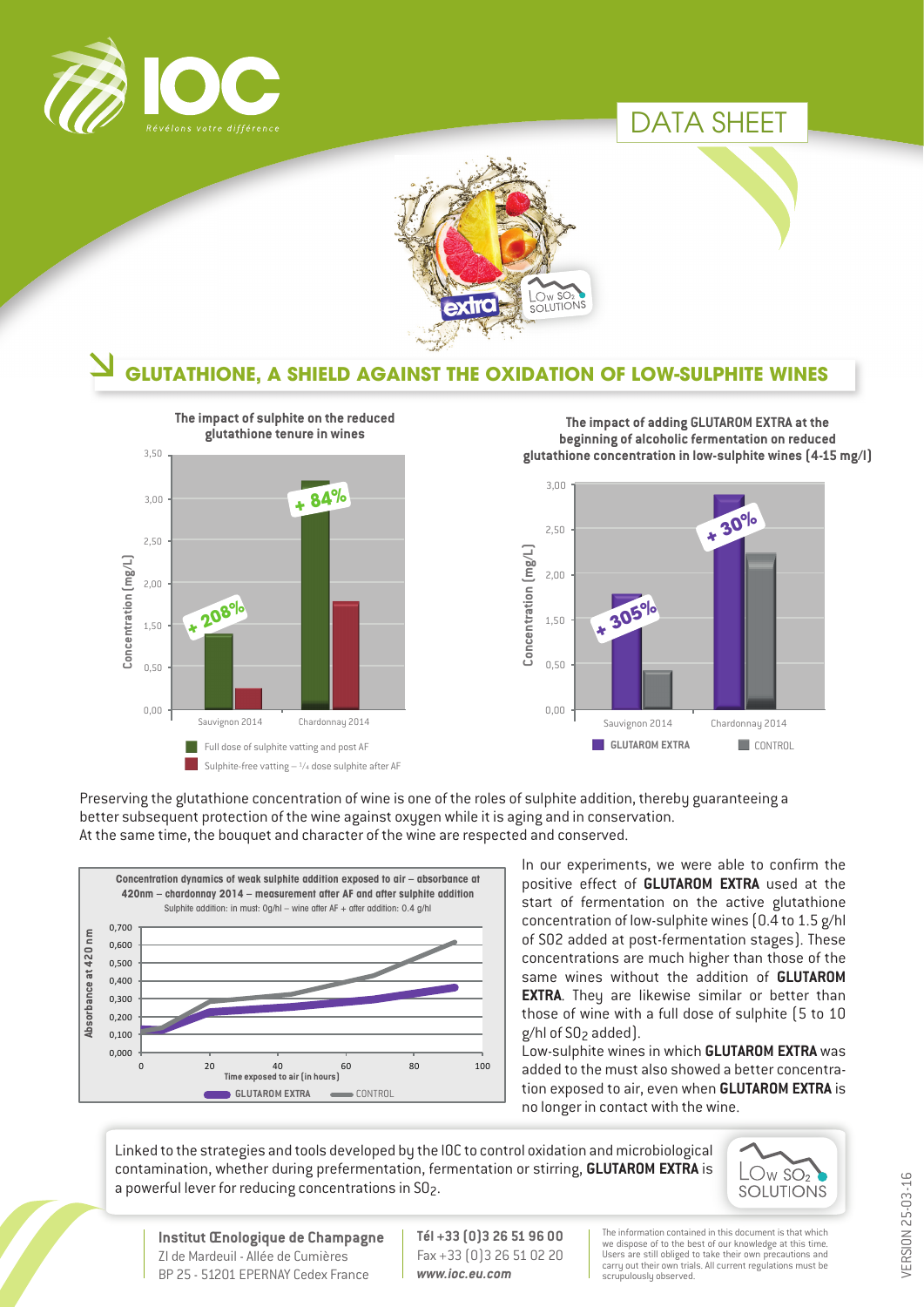DATA SHEET

## GLUTATHIONE, A SHIELD AGAINST THE OXIDATION OF LOW-SULPHITE WINES

**The impact of sulphite on the reduced glutathione tenure in wines**

Concentration (mg/L)

3,50
3,00
2,50
2,00
1,50
0,50
0,00

+ 208%
+ 84%

Sauvignon 2014
Chardonnay 2014

Full dose of sulphite vatting and post AF
Sulphite-free vatting – 1/4 dose sulphite after AF

**The impact of adding GLUTAROM EXTRA at the beginning of alcoholic fermentation on reduced glutathione concentration in low-sulphite wines (4-15 mg/l)**

Concentration (mg/L)

3,00
2,50
2,00
1,50
0,50
0,00

+ 305%
+ 30%

Sauvignon 2014
Chardonnay 2014

GLUTAROM EXTRA
CONTROL

Preserving the glutathione concentration of wine is one of the roles of sulphite addition, thereby guaranteeing a better subsequent protection of the wine against oxygen while it is aging and in conservation.
At the same time, the bouquet and character of the wine are respected and conserved.

**Concentration dynamics of weak sulphite addition exposed to air – absorbance at 420nm – chardonnay 2014 – measurement after AF and after sulphite addition**
Sulphite addition: in must: 0g/hl – wine after AF + after addition: 0.4 g/hl

Absorbance at 420 nm

0,700
0,600
0,500
0,400
0,300
0,200
0,100
0,000

0
20
40
60
80
100

Time exposed to air (in hours)

GLUTAROM EXTRA
CONTROL

In our experiments, we were able to confirm the positive effect of **GLUTAROM EXTRA** used at the start of fermentation on the active glutathione concentration of low-sulphite wines (0.4 to 1.5 g/hl of SO2 added at post-fermentation stages). These concentrations are much higher than those of the same wines without the addition of **GLUTAROM EXTRA**. They are likewise similar or better than those of wine with a full dose of sulphite (5 to 10 g/hl of $SO_2$ added).
Low-sulphite wines in which **GLUTAROM EXTRA** was added to the must also showed a better concentration exposed to air, even when **GLUTAROM EXTRA** is no longer in contact with the wine.

Linked to the strategies and tools developed by the IOC to control oxidation and microbiological contamination, whether during prefermentation, fermentation or stirring, **GLUTAROM EXTRA** is a powerful lever for reducing concentrations in $SO_2$.

LOW $SO_2$ SOLUTIONS

**Institut Œnologique de Champagne**
ZI de Mardeuil - Allée de Cumières
BP 25 - 51201 EPERNAY Cedex France

**Tél +33 (0)3 26 51 96 00**
Fax +33 (0)3 26 51 02 20
***www.ioc.eu.com***

The information contained in this document is that which we dispose of to the best of our knowledge at this time. Users are still obliged to take their own precautions and carry out their own trials. All current regulations must be scrupulously observed.

VERSION 25-03-16